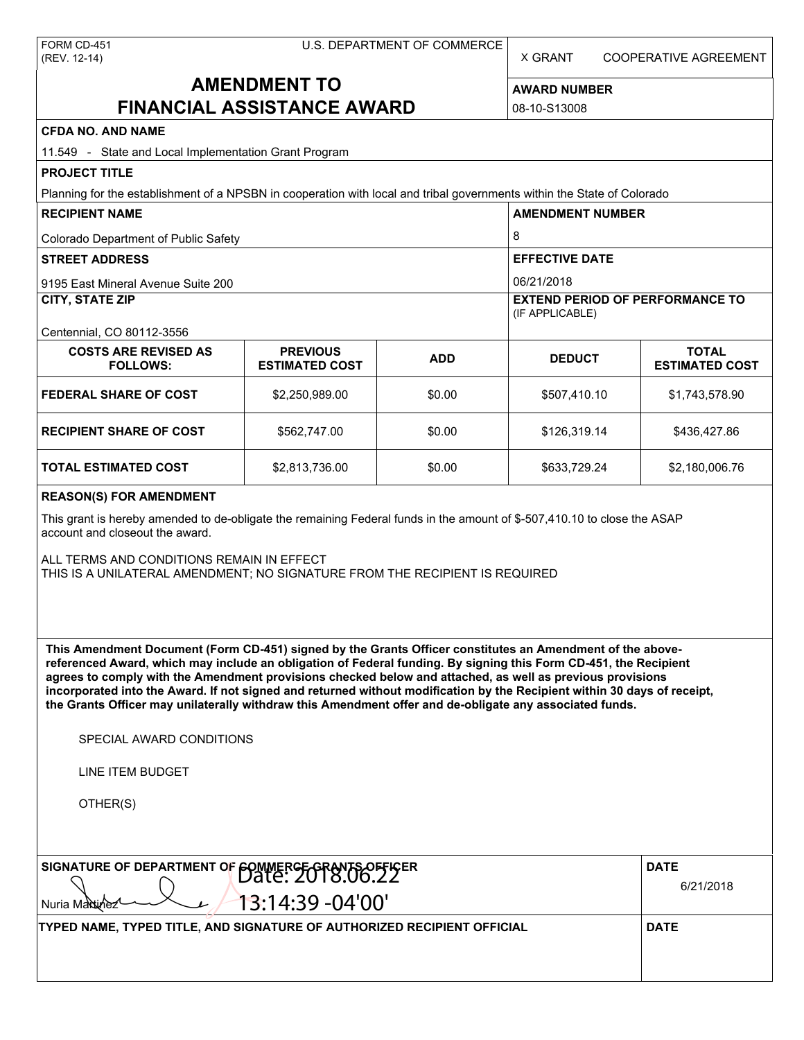FORM CD-451
(REV. 12-14)

U.S. DEPARTMENT OF COMMERCE

X GRANT    COOPERATIVE AGREEMENT

# AMENDMENT TO FINANCIAL ASSISTANCE AWARD

**AWARD NUMBER**

08-10-S13008

**CFDA NO. AND NAME**

11.549 - State and Local Implementation Grant Program

**PROJECT TITLE**

Planning for the establishment of a NPSBN in cooperation with local and tribal governments within the State of Colorado

**RECIPIENT NAME**

Colorado Department of Public Safety

**AMENDMENT NUMBER**

8

**STREET ADDRESS**

9195 East Mineral Avenue Suite 200

**EFFECTIVE DATE**

06/21/2018

**CITY, STATE ZIP**

Centennial, CO 80112-3556

**EXTEND PERIOD OF PERFORMANCE TO** (IF APPLICABLE)

| COSTS ARE REVISED AS FOLLOWS: | PREVIOUS ESTIMATED COST | ADD | DEDUCT | TOTAL ESTIMATED COST |
|---|---|---|---|---|
| FEDERAL SHARE OF COST | $2,250,989.00 | $0.00 | $507,410.10 | $1,743,578.90 |
| RECIPIENT SHARE OF COST | $562,747.00 | $0.00 | $126,319.14 | $436,427.86 |
| TOTAL ESTIMATED COST | $2,813,736.00 | $0.00 | $633,729.24 | $2,180,006.76 |

**REASON(S) FOR AMENDMENT**

This grant is hereby amended to de-obligate the remaining Federal funds in the amount of $-507,410.10 to close the ASAP account and closeout the award.

ALL TERMS AND CONDITIONS REMAIN IN EFFECT
THIS IS A UNILATERAL AMENDMENT; NO SIGNATURE FROM THE RECIPIENT IS REQUIRED

**This Amendment Document (Form CD-451) signed by the Grants Officer constitutes an Amendment of the above-referenced Award, which may include an obligation of Federal funding. By signing this Form CD-451, the Recipient agrees to comply with the Amendment provisions checked below and attached, as well as previous provisions incorporated into the Award. If not signed and returned without modification by the Recipient within 30 days of receipt, the Grants Officer may unilaterally withdraw this Amendment offer and de-obligate any associated funds.**

SPECIAL AWARD CONDITIONS

LINE ITEM BUDGET

OTHER(S)

| SIGNATURE OF DEPARTMENT OF COMMERCE GRANTS OFFICER | DATE |
|---|---|
| Nuria Martinez Date: 2018.06.22 13:14:39 -04'00' | 6/21/2018 |
| **TYPED NAME, TYPED TITLE, AND SIGNATURE OF AUTHORIZED RECIPIENT OFFICIAL** | **DATE** |
| | |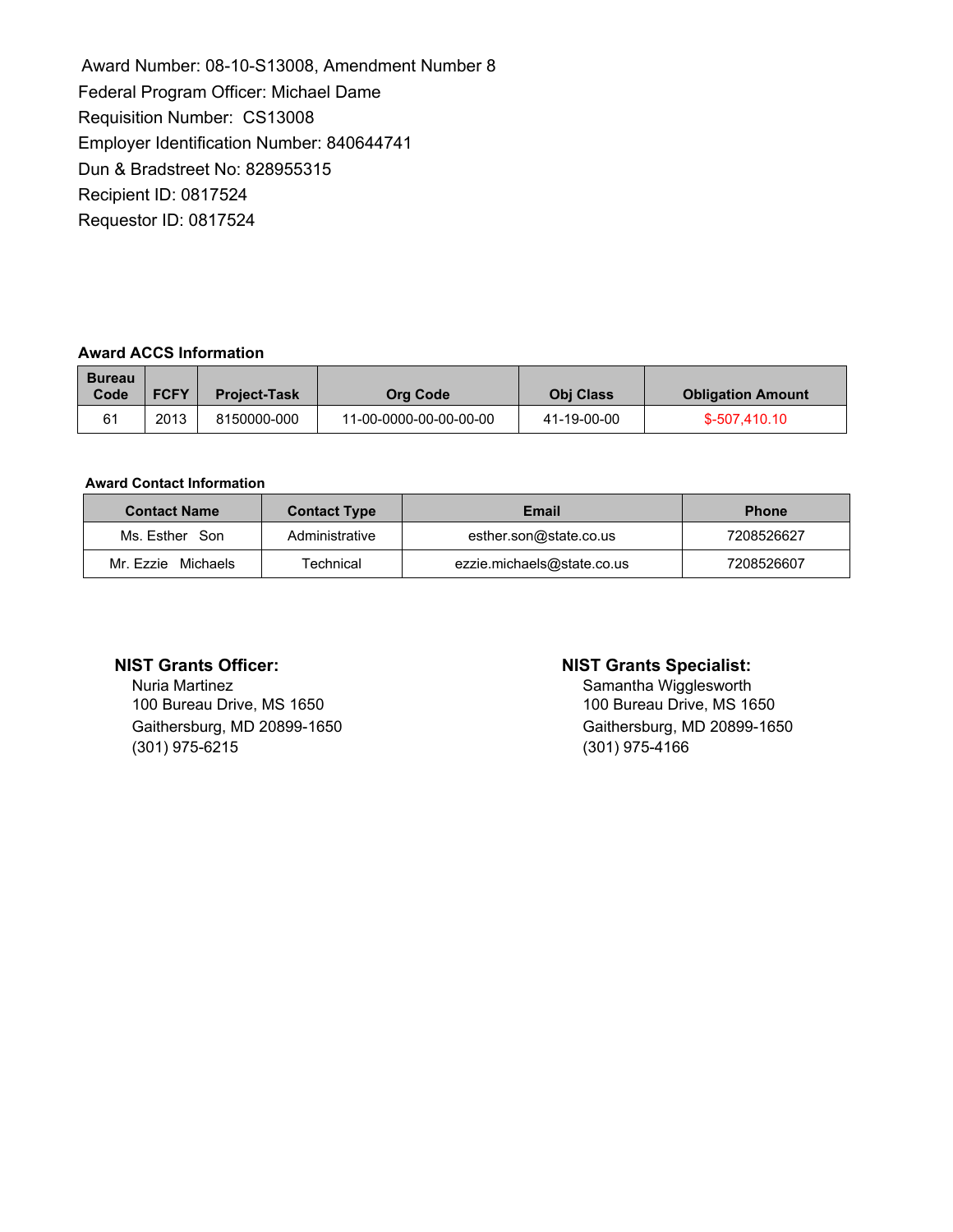Award Number: 08-10-S13008, Amendment Number 8
Federal Program Officer: Michael Dame
Requisition Number: CS13008
Employer Identification Number: 840644741
Dun & Bradstreet No: 828955315
Recipient ID: 0817524
Requestor ID: 0817524

**Award ACCS Information**

| Bureau Code | FCFY | Project-Task | Org Code | Obj Class | Obligation Amount |
|---|---|---|---|---|---|
| 61 | 2013 | 8150000-000 | 11-00-0000-00-00-00-00 | 41-19-00-00 | $-507,410.10 |

**Award Contact Information**

| Contact Name | Contact Type | Email | Phone |
|---|---|---|---|
| Ms. Esther Son | Administrative | esther.son@state.co.us | 7208526627 |
| Mr. Ezzie Michaels | Technical | ezzie.michaels@state.co.us | 7208526607 |

**NIST Grants Officer:**
Nuria Martinez
100 Bureau Drive, MS 1650
Gaithersburg, MD 20899-1650
(301) 975-6215

**NIST Grants Specialist:**
Samantha Wigglesworth
100 Bureau Drive, MS 1650
Gaithersburg, MD 20899-1650
(301) 975-4166